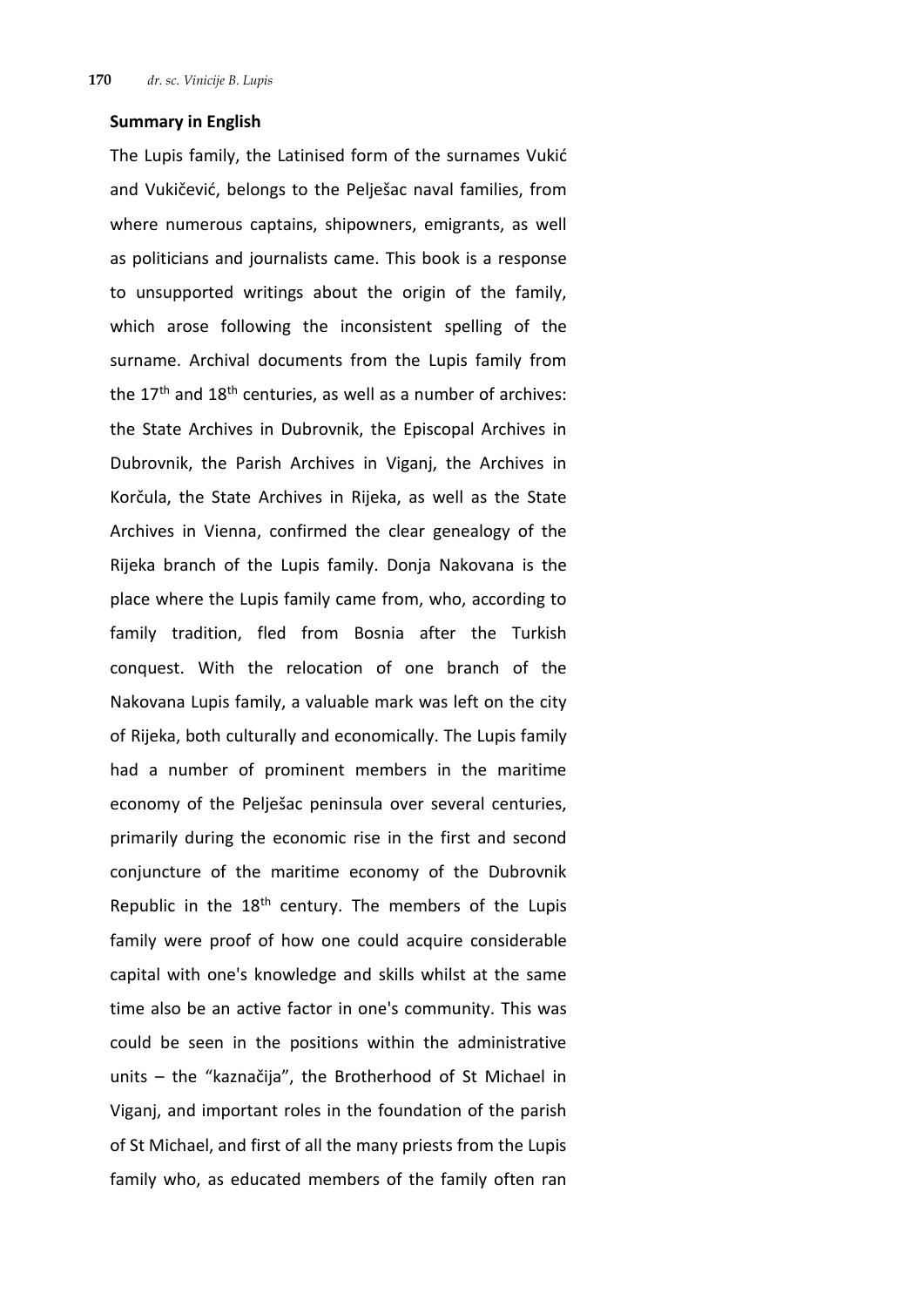## Summary in English

The Lupis family, the Latinised form of the surnames Vukić and Vukičević, belongs to the Pelješac naval families, from where numerous captains, shipowners, emigrants, as well as politicians and journalists came. This book is a response to unsupported writings about the origin of the family, which arose following the inconsistent spelling of the surname. Archival documents from the Lupis family from the 17th and 18th centuries, as well as a number of archives: the State Archives in Dubrovnik, the Episcopal Archives in Dubrovnik, the Parish Archives in Viganj, the Archives in Korčula, the State Archives in Rijeka, as well as the State Archives in Vienna, confirmed the clear genealogy of the Rijeka branch of the Lupis family. Donja Nakovana is the place where the Lupis family came from, who, according to family tradition, fled from Bosnia after the Turkish conquest. With the relocation of one branch of the Nakovana Lupis family, a valuable mark was left on the city of Rijeka, both culturally and economically. The Lupis family had a number of prominent members in the maritime economy of the Pelješac peninsula over several centuries, primarily during the economic rise in the first and second conjuncture of the maritime economy of the Dubrovnik Republic in the 18th century. The members of the Lupis family were proof of how one could acquire considerable capital with one's knowledge and skills whilst at the same time also be an active factor in one's community. This was could be seen in the positions within the administrative units – the "kaznačija", the Brotherhood of St Michael in Viganj, and important roles in the foundation of the parish of St Michael, and first of all the many priests from the Lupis family who, as educated members of the family often ran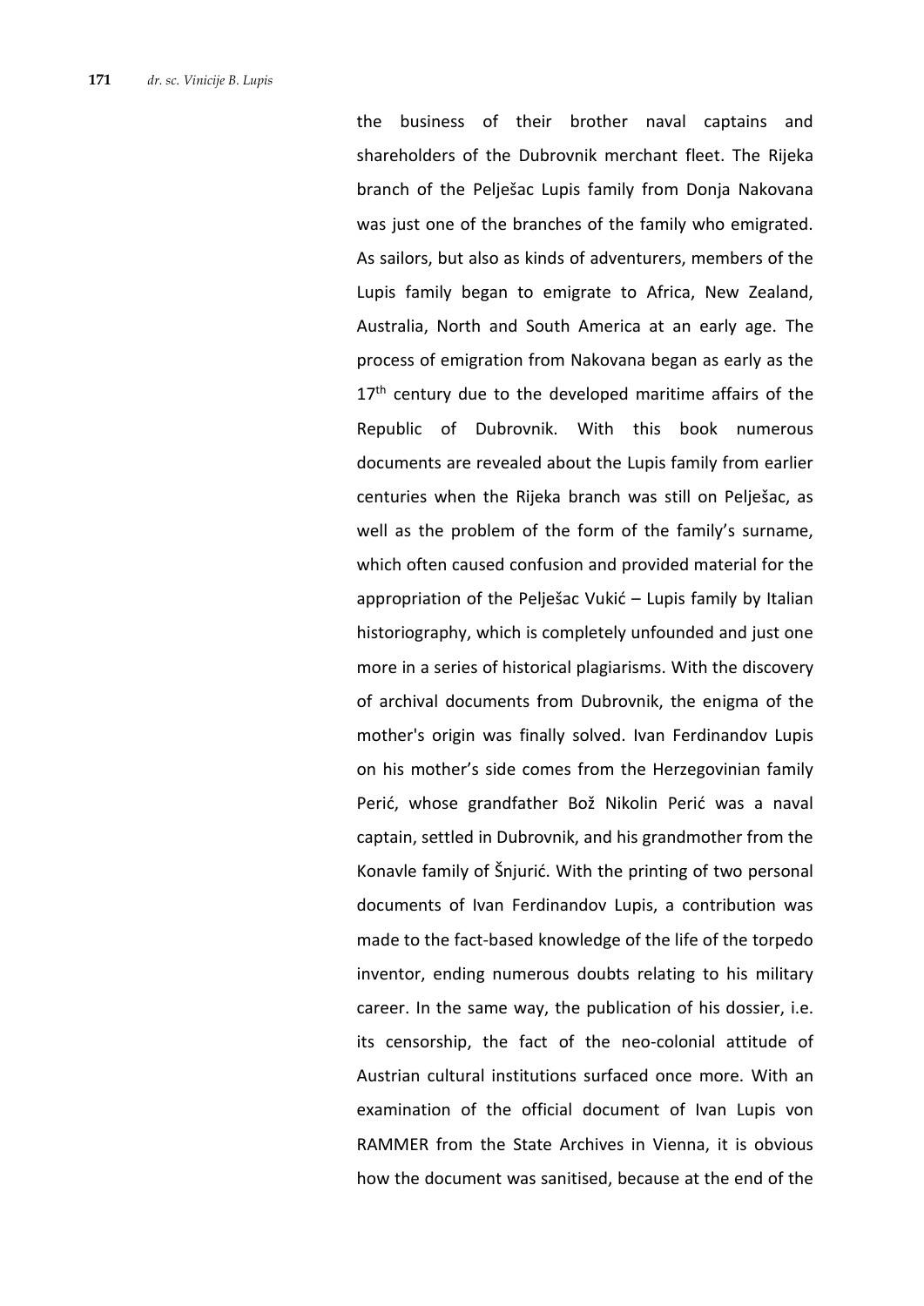the business of their brother naval captains and shareholders of the Dubrovnik merchant fleet. The Rijeka branch of the Pelješac Lupis family from Donja Nakovana was just one of the branches of the family who emigrated. As sailors, but also as kinds of adventurers, members of the Lupis family began to emigrate to Africa, New Zealand, Australia, North and South America at an early age. The process of emigration from Nakovana began as early as the 17th century due to the developed maritime affairs of the Republic of Dubrovnik. With this book numerous documents are revealed about the Lupis family from earlier centuries when the Rijeka branch was still on Pelješac, as well as the problem of the form of the family's surname, which often caused confusion and provided material for the appropriation of the Pelješac Vukić – Lupis family by Italian historiography, which is completely unfounded and just one more in a series of historical plagiarisms. With the discovery of archival documents from Dubrovnik, the enigma of the mother's origin was finally solved. Ivan Ferdinandov Lupis on his mother's side comes from the Herzegovinian family Perić, whose grandfather Bož Nikolin Perić was a naval captain, settled in Dubrovnik, and his grandmother from the Konavle family of Šnjurić. With the printing of two personal documents of Ivan Ferdinandov Lupis, a contribution was made to the fact-based knowledge of the life of the torpedo inventor, ending numerous doubts relating to his military career. In the same way, the publication of his dossier, i.e. its censorship, the fact of the neo-colonial attitude of Austrian cultural institutions surfaced once more. With an examination of the official document of Ivan Lupis von RAMMER from the State Archives in Vienna, it is obvious how the document was sanitised, because at the end of the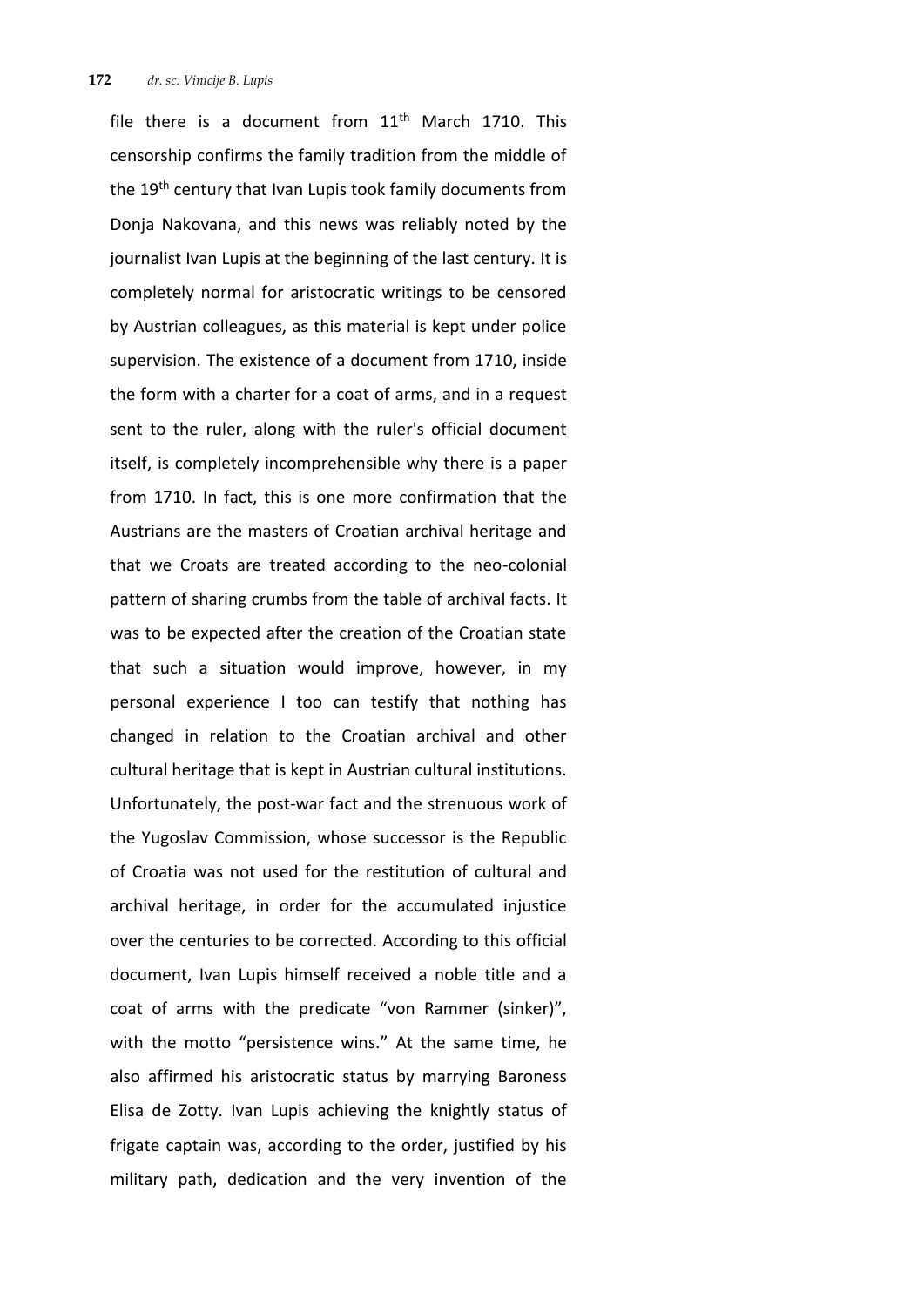file there is a document from 11th March 1710. This censorship confirms the family tradition from the middle of the 19th century that Ivan Lupis took family documents from Donja Nakovana, and this news was reliably noted by the journalist Ivan Lupis at the beginning of the last century. It is completely normal for aristocratic writings to be censored by Austrian colleagues, as this material is kept under police supervision. The existence of a document from 1710, inside the form with a charter for a coat of arms, and in a request sent to the ruler, along with the ruler's official document itself, is completely incomprehensible why there is a paper from 1710. In fact, this is one more confirmation that the Austrians are the masters of Croatian archival heritage and that we Croats are treated according to the neo-colonial pattern of sharing crumbs from the table of archival facts. It was to be expected after the creation of the Croatian state that such a situation would improve, however, in my personal experience I too can testify that nothing has changed in relation to the Croatian archival and other cultural heritage that is kept in Austrian cultural institutions. Unfortunately, the post-war fact and the strenuous work of the Yugoslav Commission, whose successor is the Republic of Croatia was not used for the restitution of cultural and archival heritage, in order for the accumulated injustice over the centuries to be corrected. According to this official document, Ivan Lupis himself received a noble title and a coat of arms with the predicate "von Rammer (sinker)", with the motto "persistence wins." At the same time, he also affirmed his aristocratic status by marrying Baroness Elisa de Zotty. Ivan Lupis achieving the knightly status of frigate captain was, according to the order, justified by his military path, dedication and the very invention of the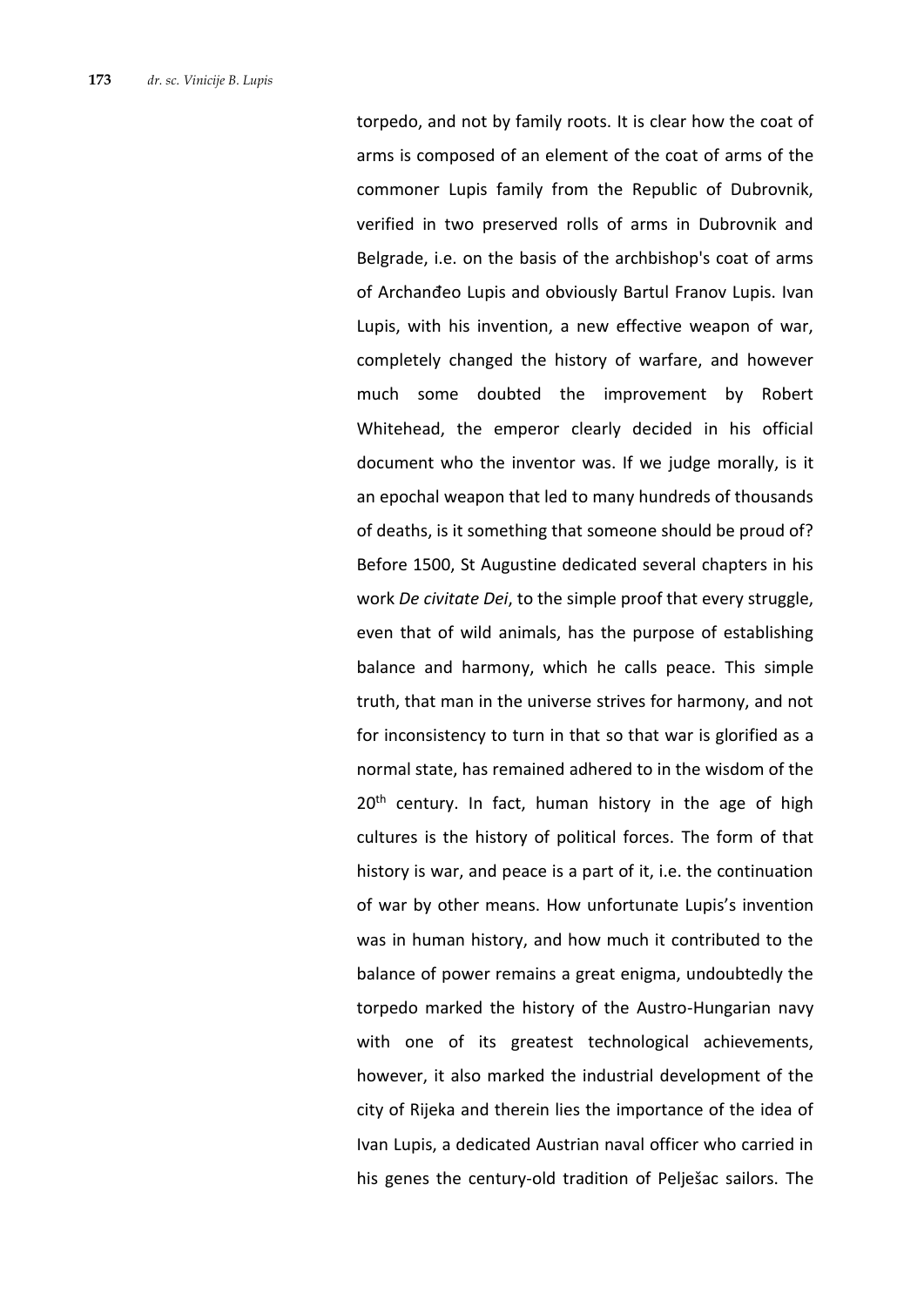torpedo, and not by family roots. It is clear how the coat of arms is composed of an element of the coat of arms of the commoner Lupis family from the Republic of Dubrovnik, verified in two preserved rolls of arms in Dubrovnik and Belgrade, i.e. on the basis of the archbishop's coat of arms of Archanđeo Lupis and obviously Bartul Franov Lupis. Ivan Lupis, with his invention, a new effective weapon of war, completely changed the history of warfare, and however much some doubted the improvement by Robert Whitehead, the emperor clearly decided in his official document who the inventor was. If we judge morally, is it an epochal weapon that led to many hundreds of thousands of deaths, is it something that someone should be proud of? Before 1500, St Augustine dedicated several chapters in his work *De civitate Dei*, to the simple proof that every struggle, even that of wild animals, has the purpose of establishing balance and harmony, which he calls peace. This simple truth, that man in the universe strives for harmony, and not for inconsistency to turn in that so that war is glorified as a normal state, has remained adhered to in the wisdom of the 20th century. In fact, human history in the age of high cultures is the history of political forces. The form of that history is war, and peace is a part of it, i.e. the continuation of war by other means. How unfortunate Lupis's invention was in human history, and how much it contributed to the balance of power remains a great enigma, undoubtedly the torpedo marked the history of the Austro-Hungarian navy with one of its greatest technological achievements, however, it also marked the industrial development of the city of Rijeka and therein lies the importance of the idea of Ivan Lupis, a dedicated Austrian naval officer who carried in his genes the century-old tradition of Pelješac sailors. The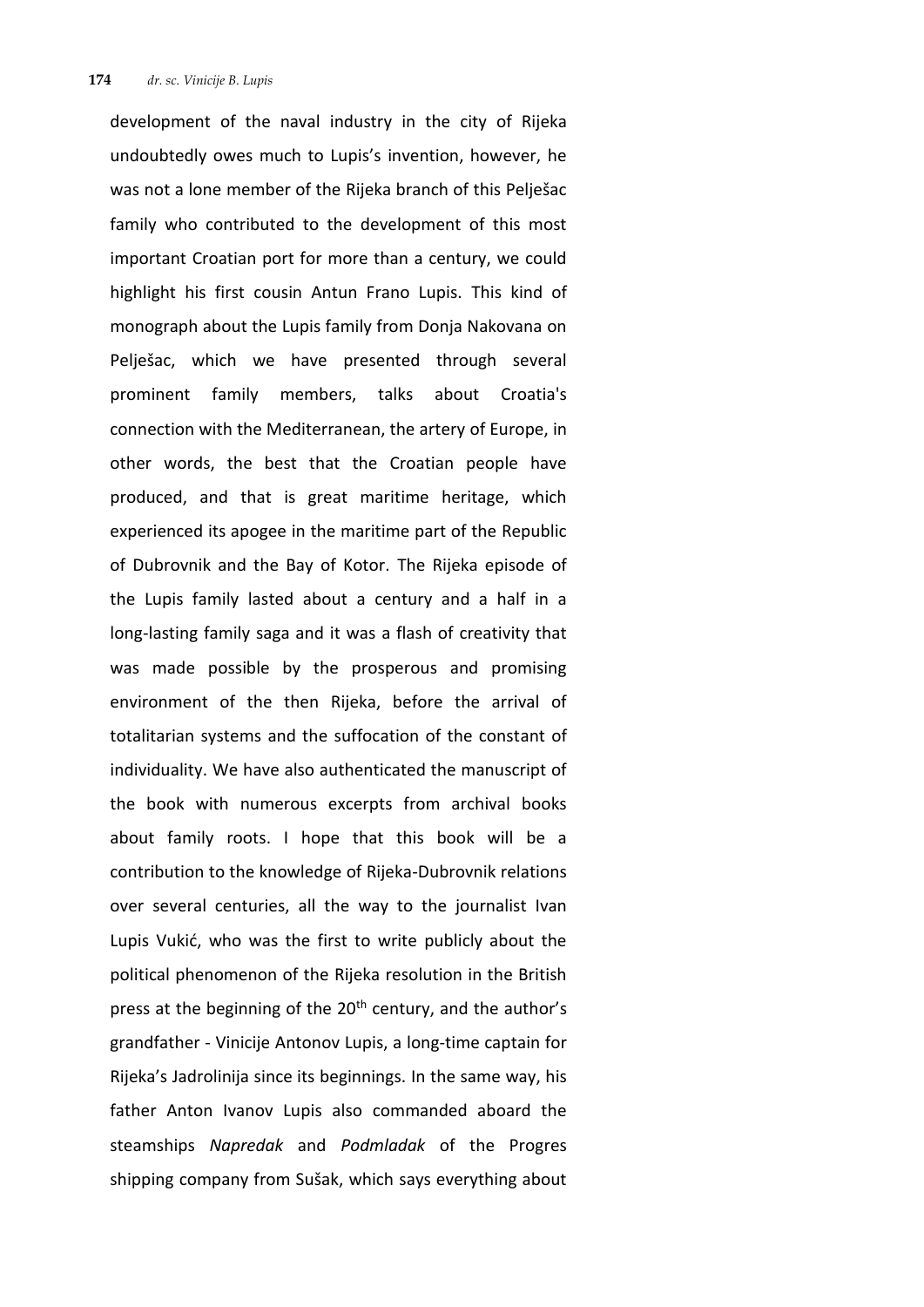development of the naval industry in the city of Rijeka undoubtedly owes much to Lupis's invention, however, he was not a lone member of the Rijeka branch of this Pelješac family who contributed to the development of this most important Croatian port for more than a century, we could highlight his first cousin Antun Frano Lupis. This kind of monograph about the Lupis family from Donja Nakovana on Pelješac, which we have presented through several prominent family members, talks about Croatia's connection with the Mediterranean, the artery of Europe, in other words, the best that the Croatian people have produced, and that is great maritime heritage, which experienced its apogee in the maritime part of the Republic of Dubrovnik and the Bay of Kotor. The Rijeka episode of the Lupis family lasted about a century and a half in a long-lasting family saga and it was a flash of creativity that was made possible by the prosperous and promising environment of the then Rijeka, before the arrival of totalitarian systems and the suffocation of the constant of individuality. We have also authenticated the manuscript of the book with numerous excerpts from archival books about family roots. I hope that this book will be a contribution to the knowledge of Rijeka-Dubrovnik relations over several centuries, all the way to the journalist Ivan Lupis Vukić, who was the first to write publicly about the political phenomenon of the Rijeka resolution in the British press at the beginning of the 20th century, and the author's grandfather - Vinicije Antonov Lupis, a long-time captain for Rijeka's Jadrolinija since its beginnings. In the same way, his father Anton Ivanov Lupis also commanded aboard the steamships *Napredak* and *Podmladak* of the Progres shipping company from Sušak, which says everything about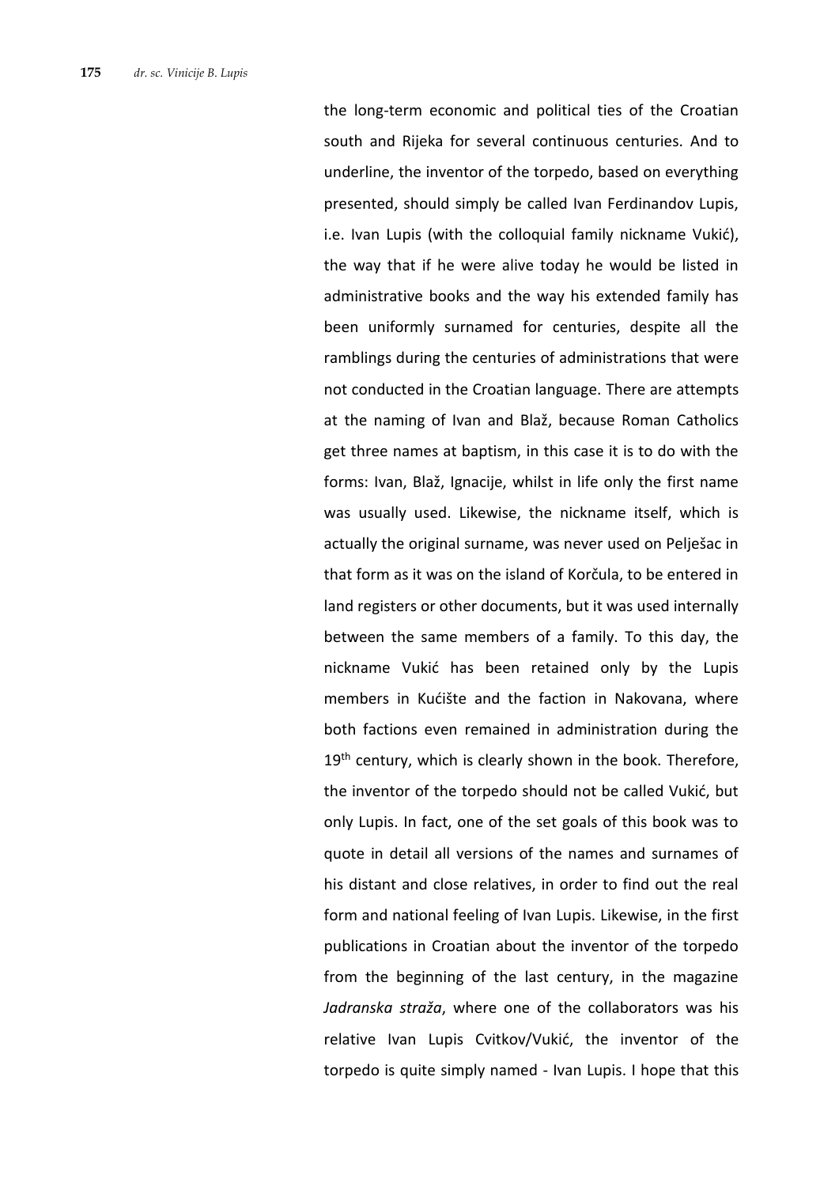the long-term economic and political ties of the Croatian south and Rijeka for several continuous centuries. And to underline, the inventor of the torpedo, based on everything presented, should simply be called Ivan Ferdinandov Lupis, i.e. Ivan Lupis (with the colloquial family nickname Vukić), the way that if he were alive today he would be listed in administrative books and the way his extended family has been uniformly surnamed for centuries, despite all the ramblings during the centuries of administrations that were not conducted in the Croatian language. There are attempts at the naming of Ivan and Blaž, because Roman Catholics get three names at baptism, in this case it is to do with the forms: Ivan, Blaž, Ignacije, whilst in life only the first name was usually used. Likewise, the nickname itself, which is actually the original surname, was never used on Pelješac in that form as it was on the island of Korčula, to be entered in land registers or other documents, but it was used internally between the same members of a family. To this day, the nickname Vukić has been retained only by the Lupis members in Kućište and the faction in Nakovana, where both factions even remained in administration during the 19th century, which is clearly shown in the book. Therefore, the inventor of the torpedo should not be called Vukić, but only Lupis. In fact, one of the set goals of this book was to quote in detail all versions of the names and surnames of his distant and close relatives, in order to find out the real form and national feeling of Ivan Lupis. Likewise, in the first publications in Croatian about the inventor of the torpedo from the beginning of the last century, in the magazine *Jadranska straža*, where one of the collaborators was his relative Ivan Lupis Cvitkov/Vukić, the inventor of the torpedo is quite simply named - Ivan Lupis. I hope that this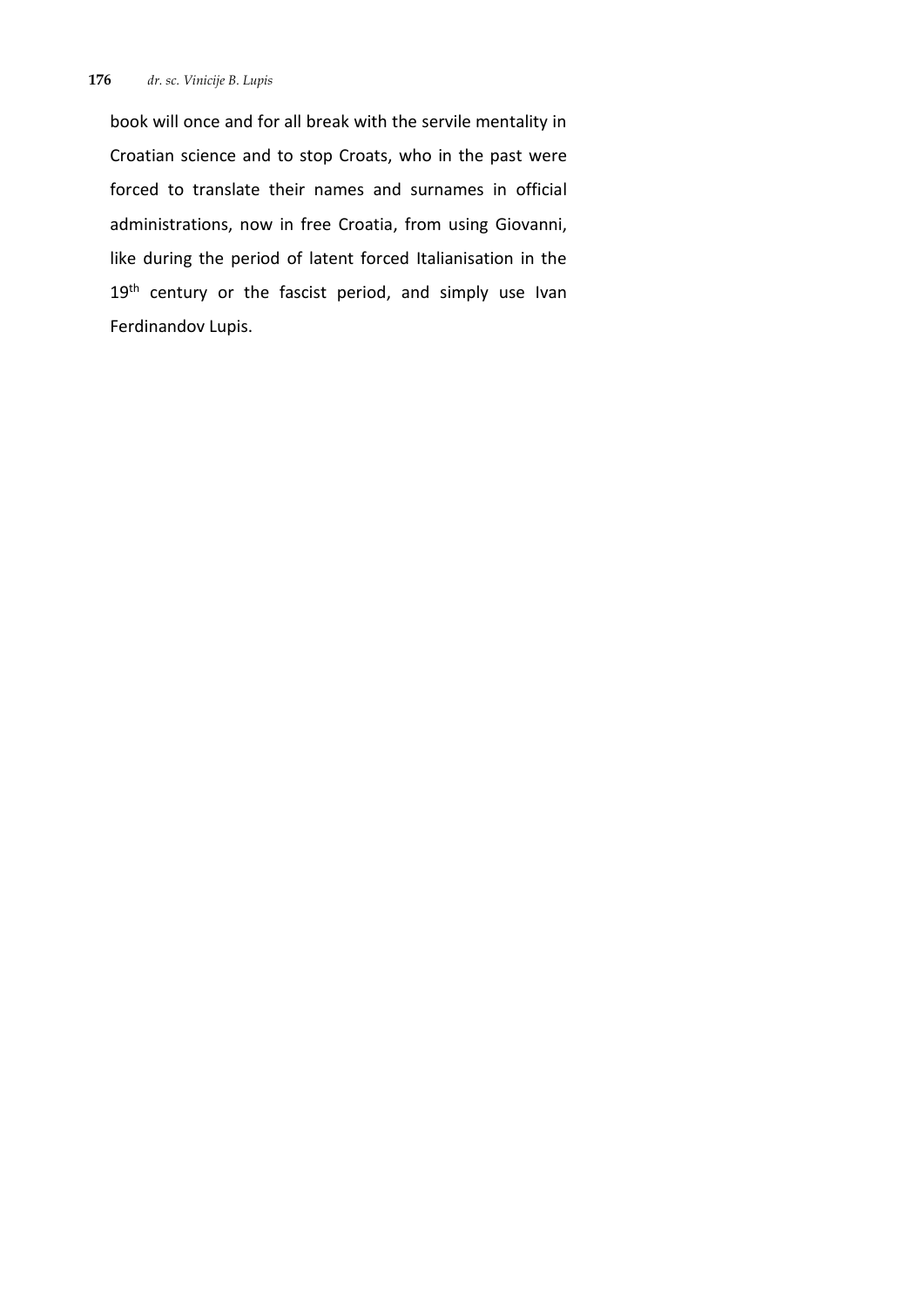book will once and for all break with the servile mentality in Croatian science and to stop Croats, who in the past were forced to translate their names and surnames in official administrations, now in free Croatia, from using Giovanni, like during the period of latent forced Italianisation in the $19^{th}$ century or the fascist period, and simply use Ivan Ferdinandov Lupis.